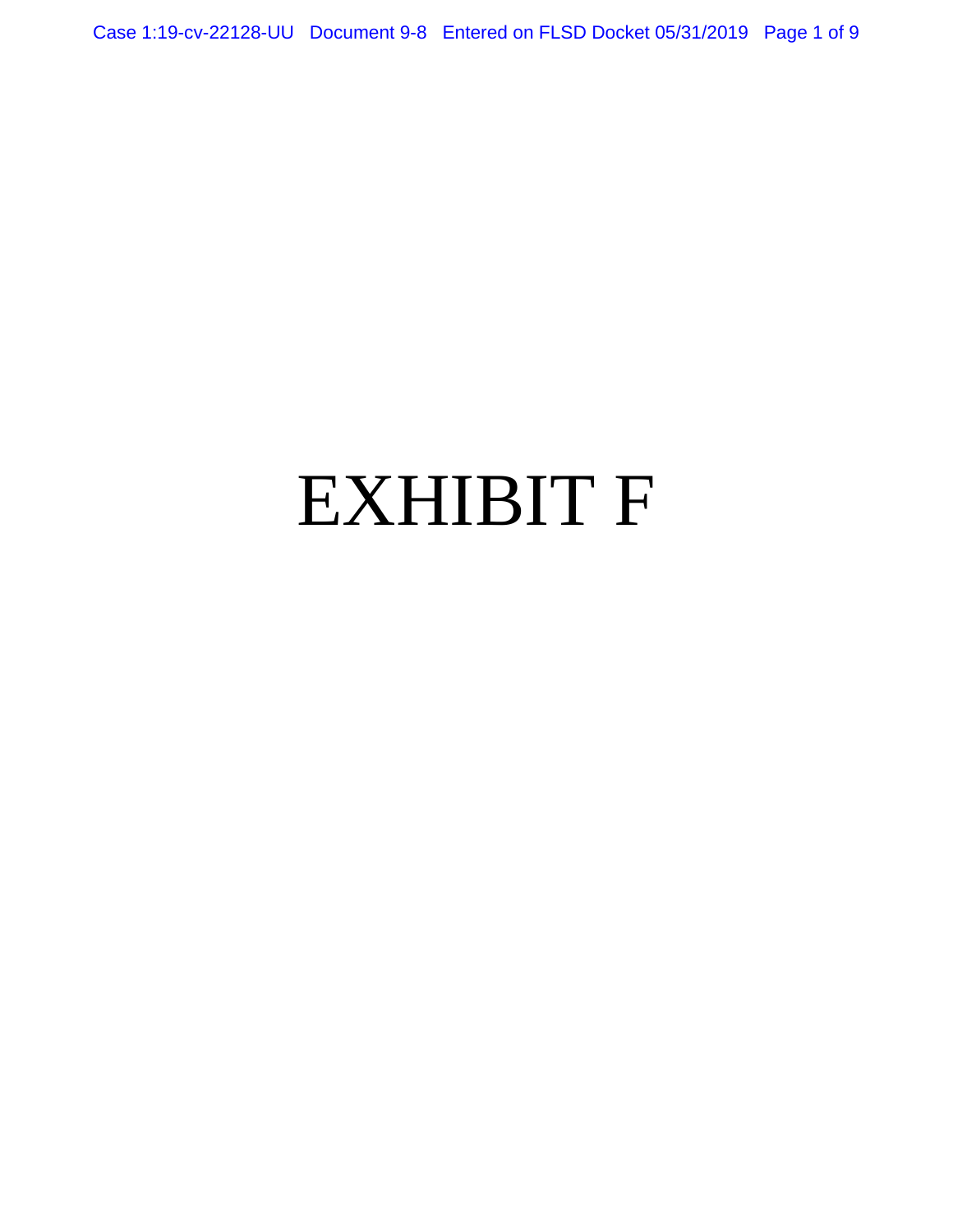# EXHIBIT F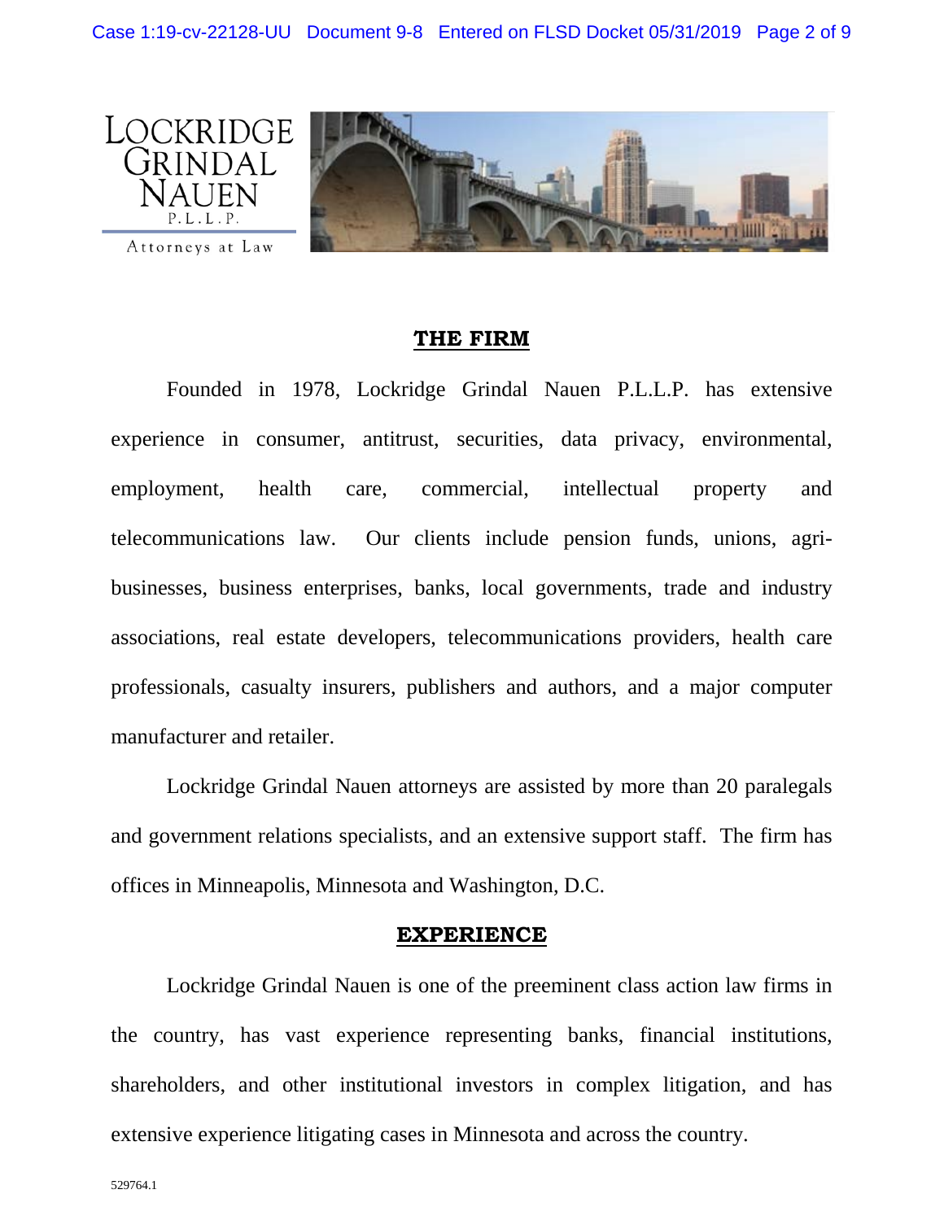LOCKRIDGE GRINDAL NAUEN P.L.L.P.

Attorneys at Law

## THE FIRM

Founded in 1978, Lockridge Grindal Nauen P.L.L.P. has extensive experience in consumer, antitrust, securities, data privacy, environmental, employment, health care, commercial, intellectual property and telecommunications law. Our clients include pension funds, unions, agri-businesses, business enterprises, banks, local governments, trade and industry associations, real estate developers, telecommunications providers, health care professionals, casualty insurers, publishers and authors, and a major computer manufacturer and retailer.

Lockridge Grindal Nauen attorneys are assisted by more than 20 paralegals and government relations specialists, and an extensive support staff. The firm has offices in Minneapolis, Minnesota and Washington, D.C.

## EXPERIENCE

Lockridge Grindal Nauen is one of the preeminent class action law firms in the country, has vast experience representing banks, financial institutions, shareholders, and other institutional investors in complex litigation, and has extensive experience litigating cases in Minnesota and across the country.

529764.1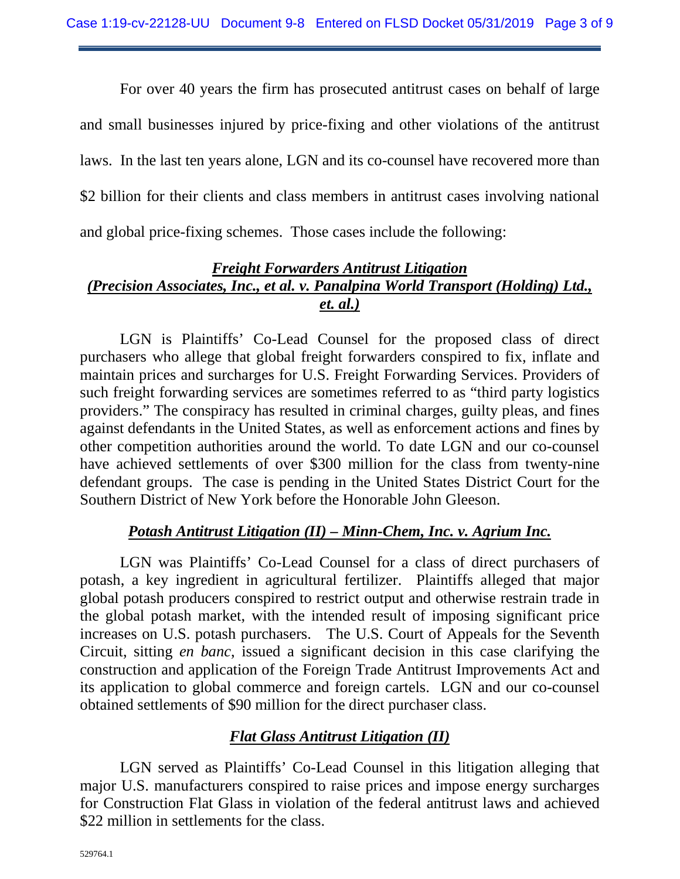For over 40 years the firm has prosecuted antitrust cases on behalf of large and small businesses injured by price-fixing and other violations of the antitrust laws. In the last ten years alone, LGN and its co-counsel have recovered more than $2 billion for their clients and class members in antitrust cases involving national and global price-fixing schemes. Those cases include the following:

### ***Freight Forwarders Antitrust Litigation (Precision Associates, Inc., et al. v. Panalpina World Transport (Holding) Ltd., et. al.)***

LGN is Plaintiffs' Co-Lead Counsel for the proposed class of direct purchasers who allege that global freight forwarders conspired to fix, inflate and maintain prices and surcharges for U.S. Freight Forwarding Services. Providers of such freight forwarding services are sometimes referred to as "third party logistics providers." The conspiracy has resulted in criminal charges, guilty pleas, and fines against defendants in the United States, as well as enforcement actions and fines by other competition authorities around the world. To date LGN and our co-counsel have achieved settlements of over $300 million for the class from twenty-nine defendant groups. The case is pending in the United States District Court for the Southern District of New York before the Honorable John Gleeson.

### ***Potash Antitrust Litigation (II) – Minn-Chem, Inc. v. Agrium Inc.***

LGN was Plaintiffs' Co-Lead Counsel for a class of direct purchasers of potash, a key ingredient in agricultural fertilizer. Plaintiffs alleged that major global potash producers conspired to restrict output and otherwise restrain trade in the global potash market, with the intended result of imposing significant price increases on U.S. potash purchasers. The U.S. Court of Appeals for the Seventh Circuit, sitting *en banc*, issued a significant decision in this case clarifying the construction and application of the Foreign Trade Antitrust Improvements Act and its application to global commerce and foreign cartels. LGN and our co-counsel obtained settlements of $90 million for the direct purchaser class.

### ***Flat Glass Antitrust Litigation (II)***

LGN served as Plaintiffs' Co-Lead Counsel in this litigation alleging that major U.S. manufacturers conspired to raise prices and impose energy surcharges for Construction Flat Glass in violation of the federal antitrust laws and achieved $22 million in settlements for the class.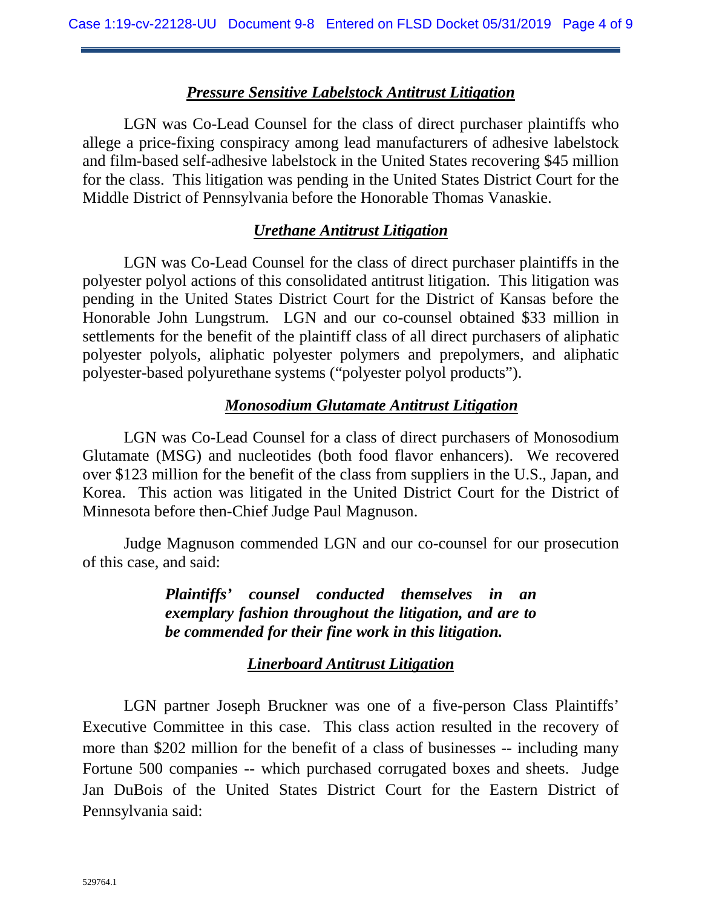***Pressure Sensitive Labelstock Antitrust Litigation***

LGN was Co-Lead Counsel for the class of direct purchaser plaintiffs who allege a price-fixing conspiracy among lead manufacturers of adhesive labelstock and film-based self-adhesive labelstock in the United States recovering $45 million for the class. This litigation was pending in the United States District Court for the Middle District of Pennsylvania before the Honorable Thomas Vanaskie.

***Urethane Antitrust Litigation***

LGN was Co-Lead Counsel for the class of direct purchaser plaintiffs in the polyester polyol actions of this consolidated antitrust litigation. This litigation was pending in the United States District Court for the District of Kansas before the Honorable John Lungstrum. LGN and our co-counsel obtained $33 million in settlements for the benefit of the plaintiff class of all direct purchasers of aliphatic polyester polyols, aliphatic polyester polymers and prepolymers, and aliphatic polyester-based polyurethane systems ("polyester polyol products").

***Monosodium Glutamate Antitrust Litigation***

LGN was Co-Lead Counsel for a class of direct purchasers of Monosodium Glutamate (MSG) and nucleotides (both food flavor enhancers). We recovered over $123 million for the benefit of the class from suppliers in the U.S., Japan, and Korea. This action was litigated in the United District Court for the District of Minnesota before then-Chief Judge Paul Magnuson.

Judge Magnuson commended LGN and our co-counsel for our prosecution of this case, and said:

> ***Plaintiffs' counsel conducted themselves in an exemplary fashion throughout the litigation, and are to be commended for their fine work in this litigation.***

***Linerboard Antitrust Litigation***

LGN partner Joseph Bruckner was one of a five-person Class Plaintiffs' Executive Committee in this case. This class action resulted in the recovery of more than $202 million for the benefit of a class of businesses -- including many Fortune 500 companies -- which purchased corrugated boxes and sheets. Judge Jan DuBois of the United States District Court for the Eastern District of Pennsylvania said: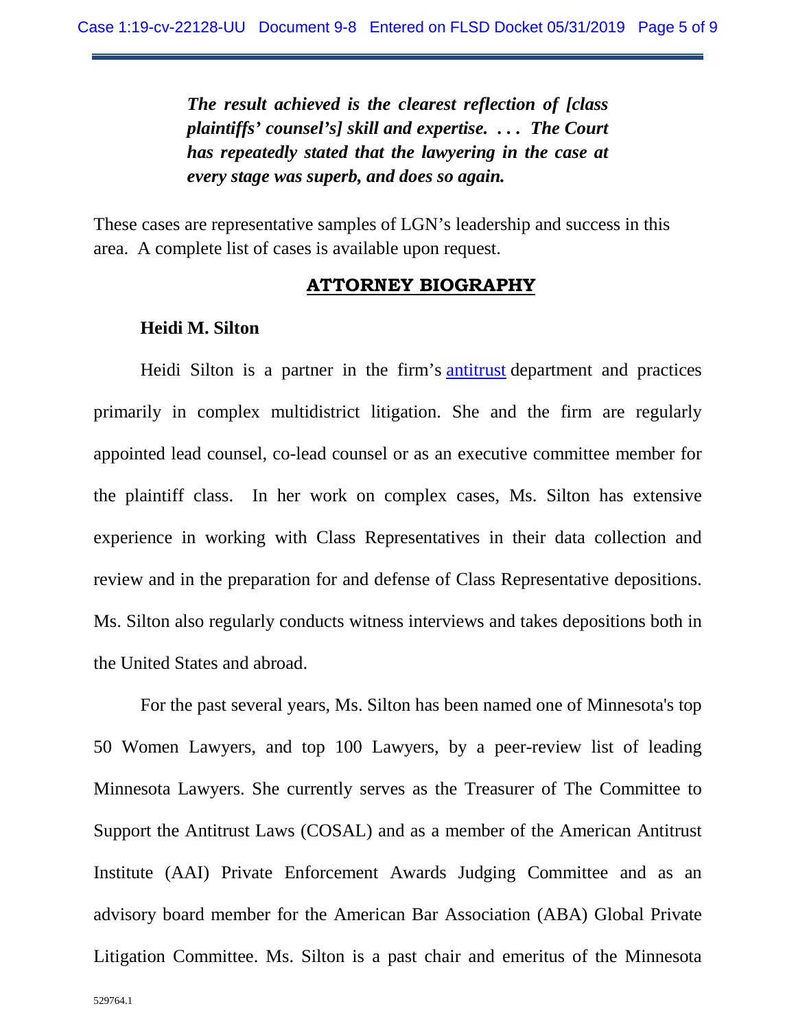> ***The result achieved is the clearest reflection of [class plaintiffs' counsel's] skill and expertise. . . . The Court has repeatedly stated that the lawyering in the case at every stage was superb, and does so again.***

These cases are representative samples of LGN's leadership and success in this area. A complete list of cases is available upon request.

## ATTORNEY BIOGRAPHY

### Heidi M. Silton

Heidi Silton is a partner in the firm's antitrust department and practices primarily in complex multidistrict litigation. She and the firm are regularly appointed lead counsel, co-lead counsel or as an executive committee member for the plaintiff class. In her work on complex cases, Ms. Silton has extensive experience in working with Class Representatives in their data collection and review and in the preparation for and defense of Class Representative depositions. Ms. Silton also regularly conducts witness interviews and takes depositions both in the United States and abroad.

For the past several years, Ms. Silton has been named one of Minnesota's top 50 Women Lawyers, and top 100 Lawyers, by a peer-review list of leading Minnesota Lawyers. She currently serves as the Treasurer of The Committee to Support the Antitrust Laws (COSAL) and as a member of the American Antitrust Institute (AAI) Private Enforcement Awards Judging Committee and as an advisory board member for the American Bar Association (ABA) Global Private Litigation Committee. Ms. Silton is a past chair and emeritus of the Minnesota

529764.1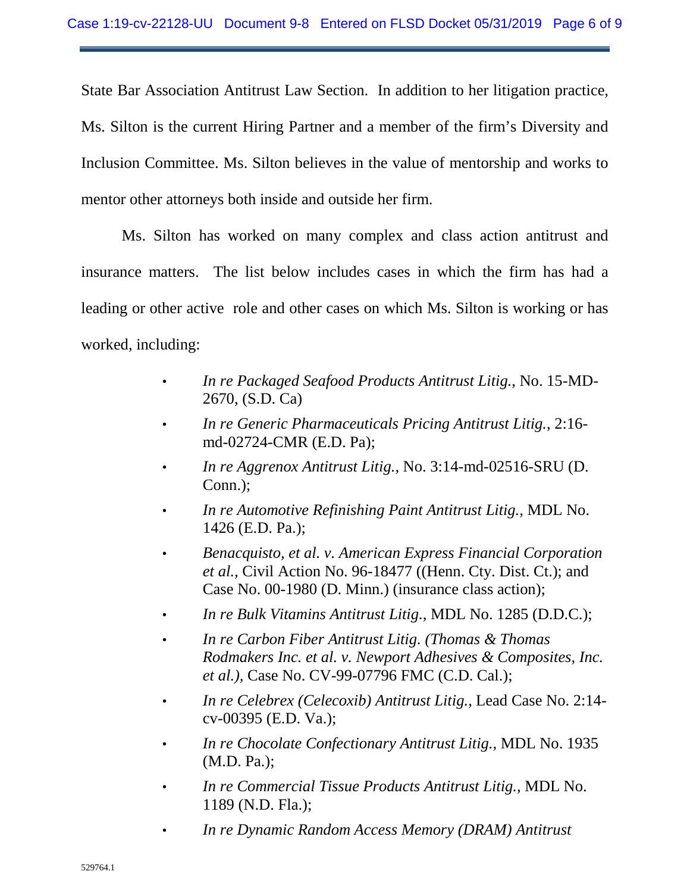State Bar Association Antitrust Law Section. In addition to her litigation practice, Ms. Silton is the current Hiring Partner and a member of the firm's Diversity and Inclusion Committee. Ms. Silton believes in the value of mentorship and works to mentor other attorneys both inside and outside her firm.

Ms. Silton has worked on many complex and class action antitrust and insurance matters. The list below includes cases in which the firm has had a leading or other active role and other cases on which Ms. Silton is working or has worked, including:

- *In re Packaged Seafood Products Antitrust Litig.*, No. 15-MD-2670, (S.D. Ca)
- *In re Generic Pharmaceuticals Pricing Antitrust Litig.*, 2:16-md-02724-CMR (E.D. Pa);
- *In re Aggrenox Antitrust Litig.*, No. 3:14-md-02516-SRU (D. Conn.);
- *In re Automotive Refinishing Paint Antitrust Litig.*, MDL No. 1426 (E.D. Pa.);
- *Benacquisto, et al. v. American Express Financial Corporation et al.*, Civil Action No. 96-18477 ((Henn. Cty. Dist. Ct.); and Case No. 00-1980 (D. Minn.) (insurance class action);
- *In re Bulk Vitamins Antitrust Litig.*, MDL No. 1285 (D.D.C.);
- *In re Carbon Fiber Antitrust Litig. (Thomas & Thomas Rodmakers Inc. et al. v. Newport Adhesives & Composites, Inc. et al.)*, Case No. CV-99-07796 FMC (C.D. Cal.);
- *In re Celebrex (Celecoxib) Antitrust Litig.*, Lead Case No. 2:14-cv-00395 (E.D. Va.);
- *In re Chocolate Confectionary Antitrust Litig.*, MDL No. 1935 (M.D. Pa.);
- *In re Commercial Tissue Products Antitrust Litig.*, MDL No. 1189 (N.D. Fla.);
- *In re Dynamic Random Access Memory (DRAM) Antitrust*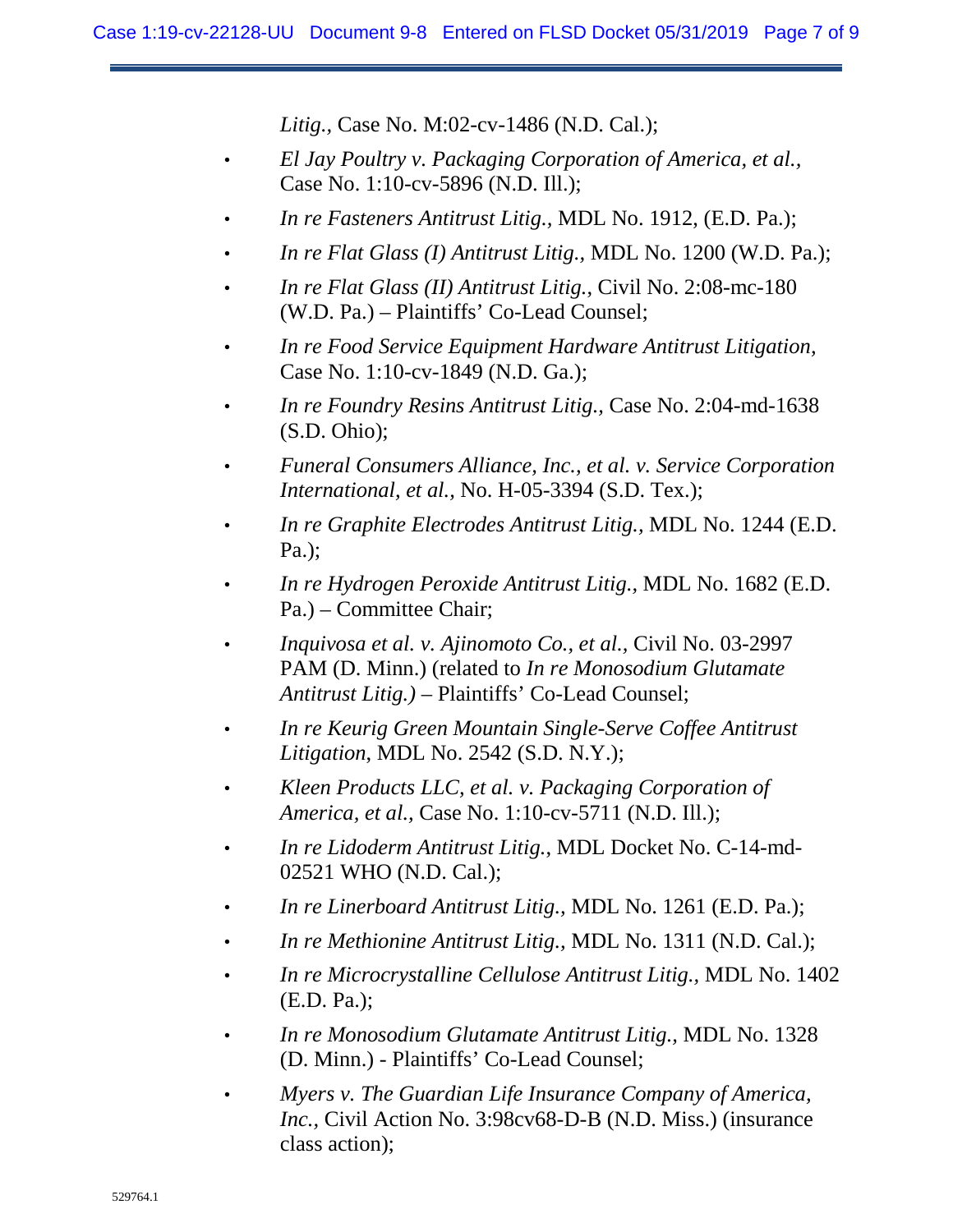*Litig.*, Case No. M:02-cv-1486 (N.D. Cal.);

- *El Jay Poultry v. Packaging Corporation of America, et al.*, Case No. 1:10-cv-5896 (N.D. Ill.);
- *In re Fasteners Antitrust Litig.*, MDL No. 1912, (E.D. Pa.);
- *In re Flat Glass (I) Antitrust Litig.*, MDL No. 1200 (W.D. Pa.);
- *In re Flat Glass (II) Antitrust Litig.*, Civil No. 2:08-mc-180 (W.D. Pa.) – Plaintiffs' Co-Lead Counsel;
- *In re Food Service Equipment Hardware Antitrust Litigation*, Case No. 1:10-cv-1849 (N.D. Ga.);
- *In re Foundry Resins Antitrust Litig.*, Case No. 2:04-md-1638 (S.D. Ohio);
- *Funeral Consumers Alliance, Inc., et al. v. Service Corporation International, et al.*, No. H-05-3394 (S.D. Tex.);
- *In re Graphite Electrodes Antitrust Litig.*, MDL No. 1244 (E.D. Pa.);
- *In re Hydrogen Peroxide Antitrust Litig.*, MDL No. 1682 (E.D. Pa.) – Committee Chair;
- *Inquivosa et al. v. Ajinomoto Co., et al.*, Civil No. 03-2997 PAM (D. Minn.) (related to *In re Monosodium Glutamate Antitrust Litig.)* – Plaintiffs' Co-Lead Counsel;
- *In re Keurig Green Mountain Single-Serve Coffee Antitrust Litigation*, MDL No. 2542 (S.D. N.Y.);
- *Kleen Products LLC, et al. v. Packaging Corporation of America, et al.*, Case No. 1:10-cv-5711 (N.D. Ill.);
- *In re Lidoderm Antitrust Litig.*, MDL Docket No. C-14-md-02521 WHO (N.D. Cal.);
- *In re Linerboard Antitrust Litig.*, MDL No. 1261 (E.D. Pa.);
- *In re Methionine Antitrust Litig.*, MDL No. 1311 (N.D. Cal.);
- *In re Microcrystalline Cellulose Antitrust Litig.*, MDL No. 1402 (E.D. Pa.);
- *In re Monosodium Glutamate Antitrust Litig.*, MDL No. 1328 (D. Minn.) - Plaintiffs' Co-Lead Counsel;
- *Myers v. The Guardian Life Insurance Company of America, Inc.*, Civil Action No. 3:98cv68-D-B (N.D. Miss.) (insurance class action);

529764.1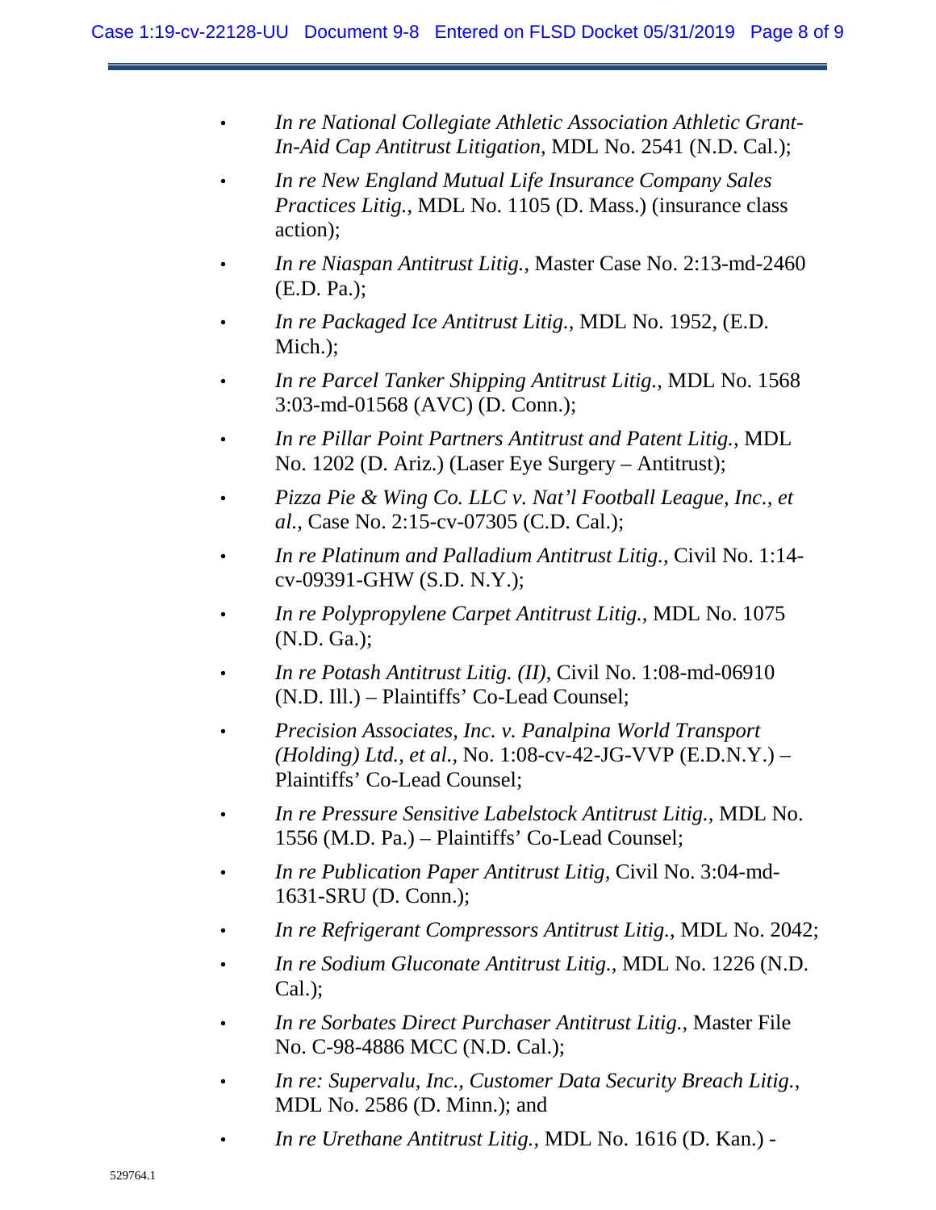- *In re National Collegiate Athletic Association Athletic Grant-In-Aid Cap Antitrust Litigation*, MDL No. 2541 (N.D. Cal.);
- *In re New England Mutual Life Insurance Company Sales Practices Litig.*, MDL No. 1105 (D. Mass.) (insurance class action);
- *In re Niaspan Antitrust Litig.*, Master Case No. 2:13-md-2460 (E.D. Pa.);
- *In re Packaged Ice Antitrust Litig.,* MDL No. 1952, (E.D. Mich.);
- *In re Parcel Tanker Shipping Antitrust Litig.,* MDL No. 1568 3:03-md-01568 (AVC) (D. Conn.);
- *In re Pillar Point Partners Antitrust and Patent Litig.,* MDL No. 1202 (D. Ariz.) (Laser Eye Surgery – Antitrust);
- *Pizza Pie & Wing Co. LLC v. Nat'l Football League, Inc., et al.*, Case No. 2:15-cv-07305 (C.D. Cal.);
- *In re Platinum and Palladium Antitrust Litig.*, Civil No. 1:14-cv-09391-GHW (S.D. N.Y.);
- *In re Polypropylene Carpet Antitrust Litig.,* MDL No. 1075 (N.D. Ga.);
- *In re Potash Antitrust Litig. (II)*, Civil No. 1:08-md-06910 (N.D. Ill.) – Plaintiffs' Co-Lead Counsel;
- *Precision Associates, Inc. v. Panalpina World Transport (Holding) Ltd., et al.,* No. 1:08-cv-42-JG-VVP (E.D.N.Y.) – Plaintiffs' Co-Lead Counsel;
- *In re Pressure Sensitive Labelstock Antitrust Litig.,* MDL No. 1556 (M.D. Pa.) – Plaintiffs' Co-Lead Counsel;
- *In re Publication Paper Antitrust Litig*, Civil No. 3:04-md-1631-SRU (D. Conn.);
- *In re Refrigerant Compressors Antitrust Litig.*, MDL No. 2042;
- *In re Sodium Gluconate Antitrust Litig.,* MDL No. 1226 (N.D. Cal.);
- *In re Sorbates Direct Purchaser Antitrust Litig.,* Master File No. C-98-4886 MCC (N.D. Cal.);
- *In re: Supervalu, Inc., Customer Data Security Breach Litig.*, MDL No. 2586 (D. Minn.); and
- *In re Urethane Antitrust Litig.,* MDL No. 1616 (D. Kan.) -

529764.1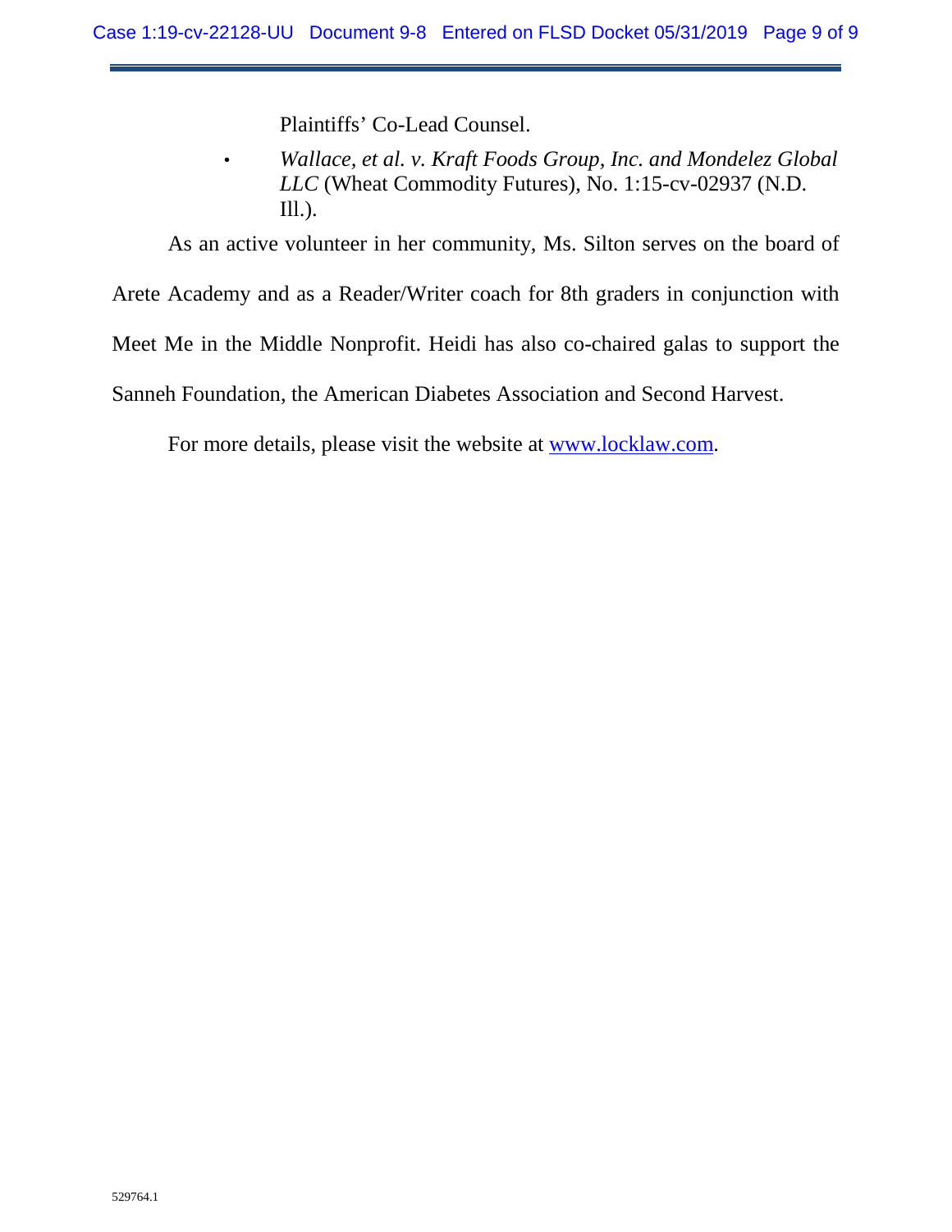Plaintiffs' Co-Lead Counsel.

- *Wallace, et al. v. Kraft Foods Group, Inc. and Mondelez Global LLC* (Wheat Commodity Futures), No. 1:15-cv-02937 (N.D. Ill.).

As an active volunteer in her community, Ms. Silton serves on the board of Arete Academy and as a Reader/Writer coach for 8th graders in conjunction with Meet Me in the Middle Nonprofit. Heidi has also co-chaired galas to support the Sanneh Foundation, the American Diabetes Association and Second Harvest.

For more details, please visit the website at www.locklaw.com.

529764.1